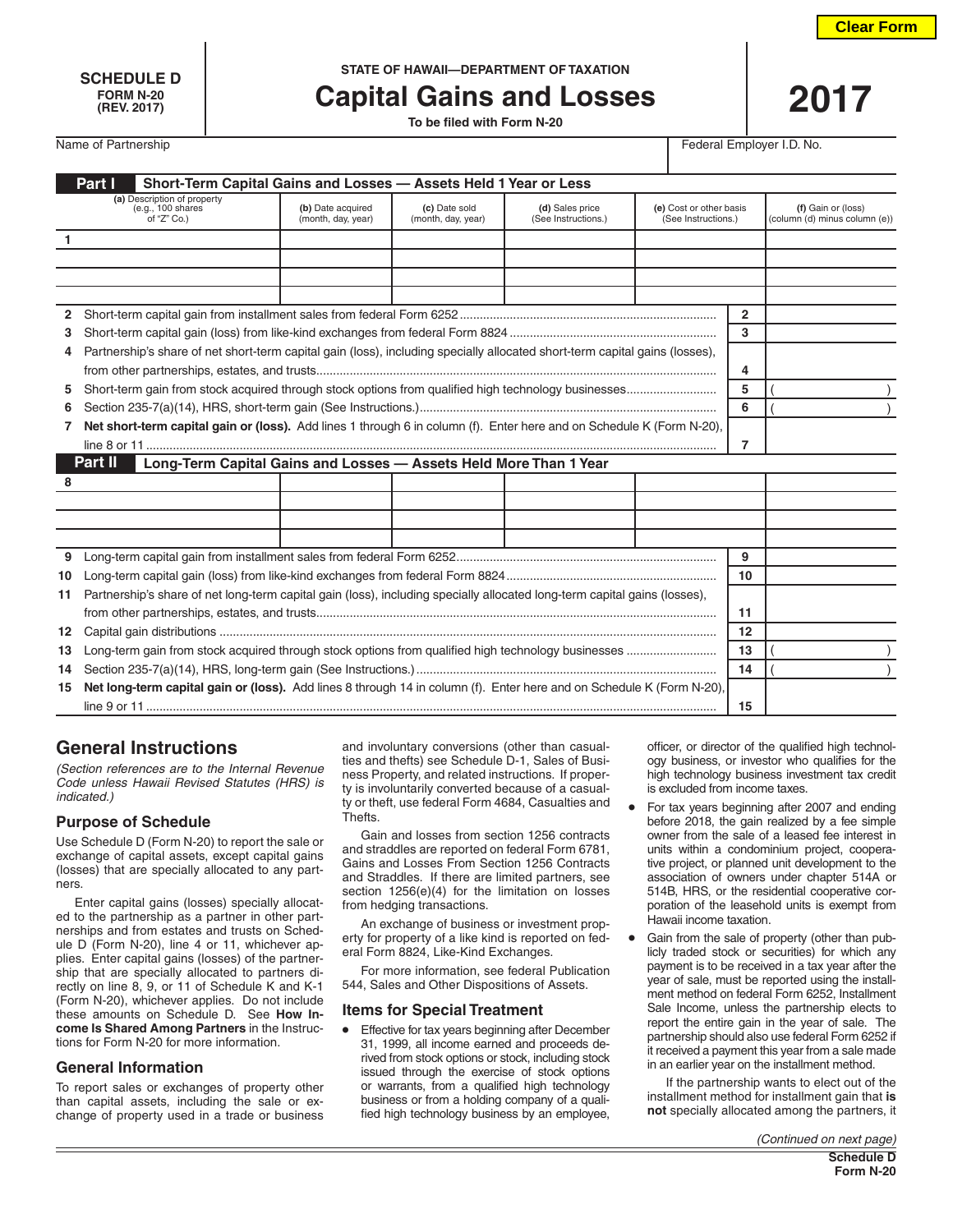Clear Form

SCHEDULE D
FORM N-20
(REV. 2017)

STATE OF HAWAII—DEPARTMENT OF TAXATION

# Capital Gains and Losses

To be filed with Form N-20

2017

Name of Partnership | Federal Employer I.D. No.

## Part I Short-Term Capital Gains and Losses — Assets Held 1 Year or Less

| | (a) Description of property (e.g., 100 shares of "Z" Co.) | (b) Date acquired (month, day, year) | (c) Date sold (month, day, year) | (d) Sales price (See Instructions.) | (e) Cost or other basis (See Instructions.) | (f) Gain or (loss) (column (d) minus column (e)) |
|---|---|---|---|---|---|---|
| 1 | | | | | | |
| | | | | | | |
| | | | | | | |
| | | | | | | |

| | | | |
|---|---|---|---|
| 2 | Short-term capital gain from installment sales from federal Form 6252 | 2 | |
| 3 | Short-term capital gain (loss) from like-kind exchanges from federal Form 8824 | 3 | |
| 4 | Partnership's share of net short-term capital gain (loss), including specially allocated short-term capital gains (losses), from other partnerships, estates, and trusts | 4 | |
| 5 | Short-term gain from stock acquired through stock options from qualified high technology businesses | 5 | ( ) |
| 6 | Section 235-7(a)(14), HRS, short-term gain (See Instructions.) | 6 | ( ) |
| 7 | **Net short-term capital gain or (loss).** Add lines 1 through 6 in column (f). Enter here and on Schedule K (Form N-20), line 8 or 11 | 7 | |

## Part II Long-Term Capital Gains and Losses — Assets Held More Than 1 Year

| | (a) | (b) | (c) | (d) | (e) | (f) |
|---|---|---|---|---|---|---|
| 8 | | | | | | |
| | | | | | | |
| | | | | | | |
| | | | | | | |

| | | | |
|---|---|---|---|
| 9 | Long-term capital gain from installment sales from federal Form 6252 | 9 | |
| 10 | Long-term capital gain (loss) from like-kind exchanges from federal Form 8824 | 10 | |
| 11 | Partnership's share of net long-term capital gain (loss), including specially allocated long-term capital gains (losses), from other partnerships, estates, and trusts | 11 | |
| 12 | Capital gain distributions | 12 | |
| 13 | Long-term gain from stock acquired through stock options from qualified high technology businesses | 13 | ( ) |
| 14 | Section 235-7(a)(14), HRS, long-term gain (See Instructions.) | 14 | ( ) |
| 15 | **Net long-term capital gain or (loss).** Add lines 8 through 14 in column (f). Enter here and on Schedule K (Form N-20), line 9 or 11 | 15 | |

## General Instructions

*(Section references are to the Internal Revenue Code unless Hawaii Revised Statutes (HRS) is indicated.)*

### Purpose of Schedule

Use Schedule D (Form N-20) to report the sale or exchange of capital assets, except capital gains (losses) that are specially allocated to any partners.

Enter capital gains (losses) specially allocated to the partnership as a partner in other partnerships and from estates and trusts on Schedule D (Form N-20), line 4 or 11, whichever applies. Enter capital gains (losses) of the partnership that are specially allocated to partners directly on line 8, 9, or 11 of Schedule K and K-1 (Form N-20), whichever applies. Do not include these amounts on Schedule D. See **How Income Is Shared Among Partners** in the Instructions for Form N-20 for more information.

### General Information

To report sales or exchanges of property other than capital assets, including the sale or exchange of property used in a trade or business and involuntary conversions (other than casualties and thefts) see Schedule D-1, Sales of Business Property, and related instructions. If property is involuntarily converted because of a casualty or theft, use federal Form 4684, Casualties and Thefts.

Gain and losses from section 1256 contracts and straddles are reported on federal Form 6781, Gains and Losses From Section 1256 Contracts and Straddles. If there are limited partners, see section 1256(e)(4) for the limitation on losses from hedging transactions.

An exchange of business or investment property for property of a like kind is reported on federal Form 8824, Like-Kind Exchanges.

For more information, see federal Publication 544, Sales and Other Dispositions of Assets.

### Items for Special Treatment

- Effective for tax years beginning after December 31, 1999, all income earned and proceeds derived from stock options or stock, including stock issued through the exercise of stock options or warrants, from a qualified high technology business or from a holding company of a qualified high technology business by an employee, officer, or director of the qualified high technology business, or investor who qualifies for the high technology business investment tax credit is excluded from income taxes.
- For tax years beginning after 2007 and ending before 2018, the gain realized by a fee simple owner from the sale of a leased fee interest in units within a condominium project, cooperative project, or planned unit development to the association of owners under chapter 514A or 514B, HRS, or the residential cooperative corporation of the leasehold units is exempt from Hawaii income taxation.
- Gain from the sale of property (other than publicly traded stock or securities) for which any payment is to be received in a tax year after the year of sale, must be reported using the installment method on federal Form 6252, Installment Sale Income, unless the partnership elects to report the entire gain in the year of sale. The partnership should also use federal Form 6252 if it received a payment this year from a sale made in an earlier year on the installment method.

If the partnership wants to elect out of the installment method for installment gain that **is not** specially allocated among the partners, it

*(Continued on next page)*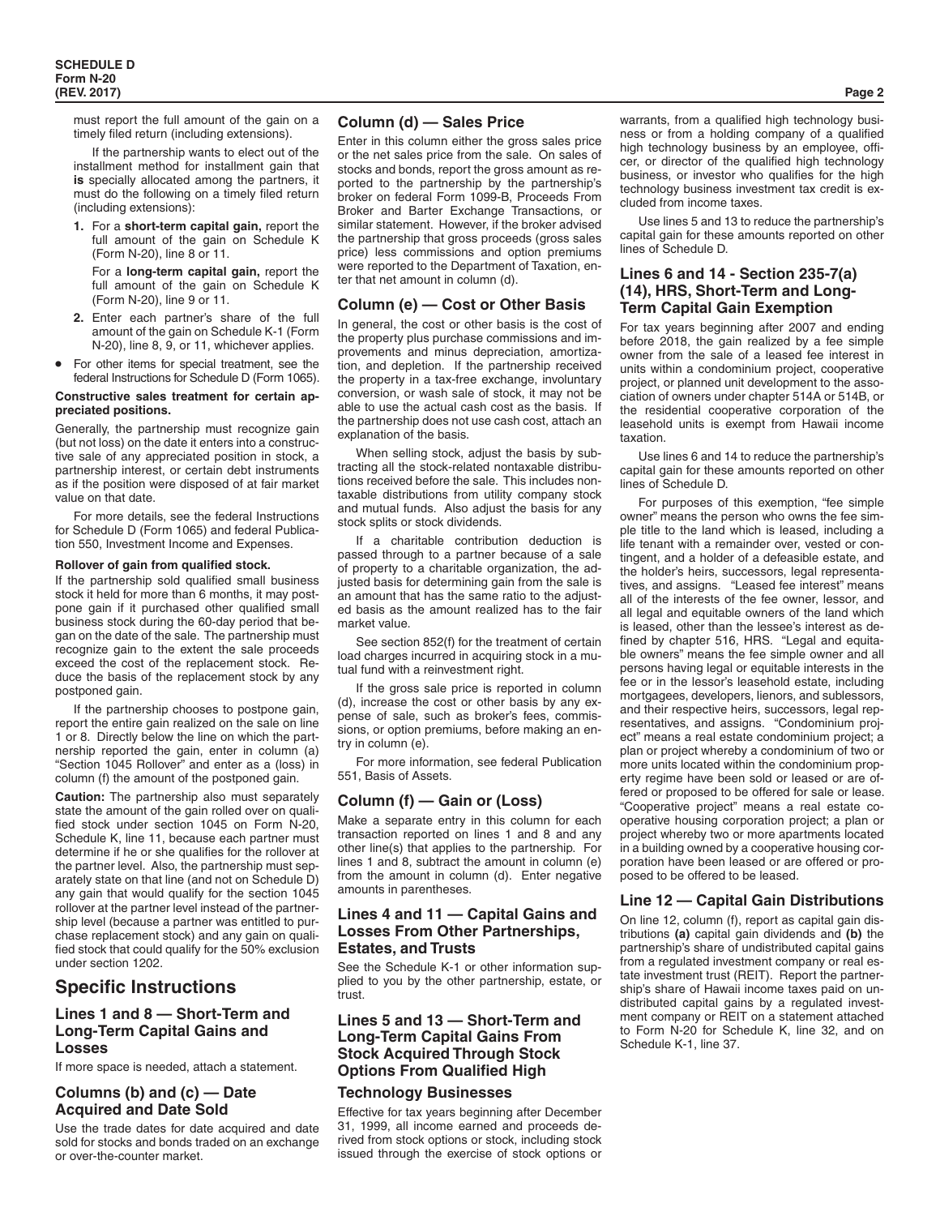must report the full amount of the gain on a timely filed return (including extensions).

If the partnership wants to elect out of the installment method for installment gain that **is** specially allocated among the partners, it must do the following on a timely filed return (including extensions):

1. For a **short-term capital gain,** report the full amount of the gain on Schedule K (Form N-20), line 8 or 11.

   For a **long-term capital gain,** report the full amount of the gain on Schedule K (Form N-20), line 9 or 11.

2. Enter each partner's share of the full amount of the gain on Schedule K-1 (Form N-20), line 8, 9, or 11, whichever applies.

- For other items for special treatment, see the federal Instructions for Schedule D (Form 1065).

**Constructive sales treatment for certain appreciated positions.**

Generally, the partnership must recognize gain (but not loss) on the date it enters into a constructive sale of any appreciated position in stock, a partnership interest, or certain debt instruments as if the position were disposed of at fair market value on that date.

For more details, see the federal Instructions for Schedule D (Form 1065) and federal Publication 550, Investment Income and Expenses.

**Rollover of gain from qualified stock.**

If the partnership sold qualified small business stock it held for more than 6 months, it may postpone gain if it purchased other qualified small business stock during the 60-day period that began on the date of the sale. The partnership must recognize gain to the extent the sale proceeds exceed the cost of the replacement stock. Reduce the basis of the replacement stock by any postponed gain.

If the partnership chooses to postpone gain, report the entire gain realized on the sale on line 1 or 8. Directly below the line on which the partnership reported the gain, enter in column (a) "Section 1045 Rollover" and enter as a (loss) in column (f) the amount of the postponed gain.

**Caution:** The partnership also must separately state the amount of the gain rolled over on qualified stock under section 1045 on Form N-20, Schedule K, line 11, because each partner must determine if he or she qualifies for the rollover at the partner level. Also, the partnership must separately state on that line (and not on Schedule D) any gain that would qualify for the section 1045 rollover at the partner level instead of the partnership level (because a partner was entitled to purchase replacement stock) and any gain on qualified stock that could qualify for the 50% exclusion under section 1202.

# Specific Instructions

## Lines 1 and 8 — Short-Term and Long-Term Capital Gains and Losses

If more space is needed, attach a statement.

## Columns (b) and (c) — Date Acquired and Date Sold

Use the trade dates for date acquired and date sold for stocks and bonds traded on an exchange or over-the-counter market.

## Column (d) — Sales Price

Enter in this column either the gross sales price or the net sales price from the sale. On sales of stocks and bonds, report the gross amount as reported to the partnership by the partnership's broker on federal Form 1099-B, Proceeds From Broker and Barter Exchange Transactions, or similar statement. However, if the broker advised the partnership that gross proceeds (gross sales price) less commissions and option premiums were reported to the Department of Taxation, enter that net amount in column (d).

## Column (e) — Cost or Other Basis

In general, the cost or other basis is the cost of the property plus purchase commissions and improvements and minus depreciation, amortization, and depletion. If the partnership received the property in a tax-free exchange, involuntary conversion, or wash sale of stock, it may not be able to use the actual cash cost as the basis. If the partnership does not use cash cost, attach an explanation of the basis.

When selling stock, adjust the basis by subtracting all the stock-related nontaxable distributions received before the sale. This includes nontaxable distributions from utility company stock and mutual funds. Also adjust the basis for any stock splits or stock dividends.

If a charitable contribution deduction is passed through to a partner because of a sale of property to a charitable organization, the adjusted basis for determining gain from the sale is an amount that has the same ratio to the adjusted basis as the amount realized has to the fair market value.

See section 852(f) for the treatment of certain load charges incurred in acquiring stock in a mutual fund with a reinvestment right.

If the gross sale price is reported in column (d), increase the cost or other basis by any expense of sale, such as broker's fees, commissions, or option premiums, before making an entry in column (e).

For more information, see federal Publication 551, Basis of Assets.

## Column (f) — Gain or (Loss)

Make a separate entry in this column for each transaction reported on lines 1 and 8 and any other line(s) that applies to the partnership. For lines 1 and 8, subtract the amount in column (e) from the amount in column (d). Enter negative amounts in parentheses.

## Lines 4 and 11 — Capital Gains and Losses From Other Partnerships, Estates, and Trusts

See the Schedule K-1 or other information supplied to you by the other partnership, estate, or trust.

## Lines 5 and 13 — Short-Term and Long-Term Capital Gains From Stock Acquired Through Stock Options From Qualified High Technology Businesses

Effective for tax years beginning after December 31, 1999, all income earned and proceeds derived from stock options or stock, including stock issued through the exercise of stock options or warrants, from a qualified high technology business or from a holding company of a qualified high technology business by an employee, officer, or director of the qualified high technology business, or investor who qualifies for the high technology business investment tax credit is excluded from income taxes.

Use lines 5 and 13 to reduce the partnership's capital gain for these amounts reported on other lines of Schedule D.

## Lines 6 and 14 - Section 235-7(a)(14), HRS, Short-Term and Long-Term Capital Gain Exemption

For tax years beginning after 2007 and ending before 2018, the gain realized by a fee simple owner from the sale of a leased fee interest in units within a condominium project, cooperative project, or planned unit development to the association of owners under chapter 514A or 514B, or the residential cooperative corporation of the leasehold units is exempt from Hawaii income taxation.

Use lines 6 and 14 to reduce the partnership's capital gain for these amounts reported on other lines of Schedule D.

For purposes of this exemption, "fee simple owner" means the person who owns the fee simple title to the land which is leased, including a life tenant with a remainder over, vested or contingent, and a holder of a defeasible estate, and the holder's heirs, successors, legal representatives, and assigns. "Leased fee interest" means all of the interests of the fee owner, lessor, and all legal and equitable owners of the land which is leased, other than the lessee's interest as defined by chapter 516, HRS. "Legal and equitable owners" means the fee simple owner and all persons having legal or equitable interests in the fee or in the lessor's leasehold estate, including mortgagees, developers, lienors, and sublessors, and their respective heirs, successors, legal representatives, and assigns. "Condominium project" means a real estate condominium project; a plan or project whereby a condominium of two or more units located within the condominium property regime have been sold or leased or are offered or proposed to be offered for sale or lease. "Cooperative project" means a real estate cooperative housing corporation project; a plan or project whereby two or more apartments located in a building owned by a cooperative housing corporation have been leased or are offered or proposed to be offered to be leased.

## Line 12 — Capital Gain Distributions

On line 12, column (f), report as capital gain distributions **(a)** capital gain dividends and **(b)** the partnership's share of undistributed capital gains from a regulated investment company or real estate investment trust (REIT). Report the partnership's share of Hawaii income taxes paid on undistributed capital gains by a regulated investment company or REIT on a statement attached to Form N-20 for Schedule K, line 32, and on Schedule K-1, line 37.